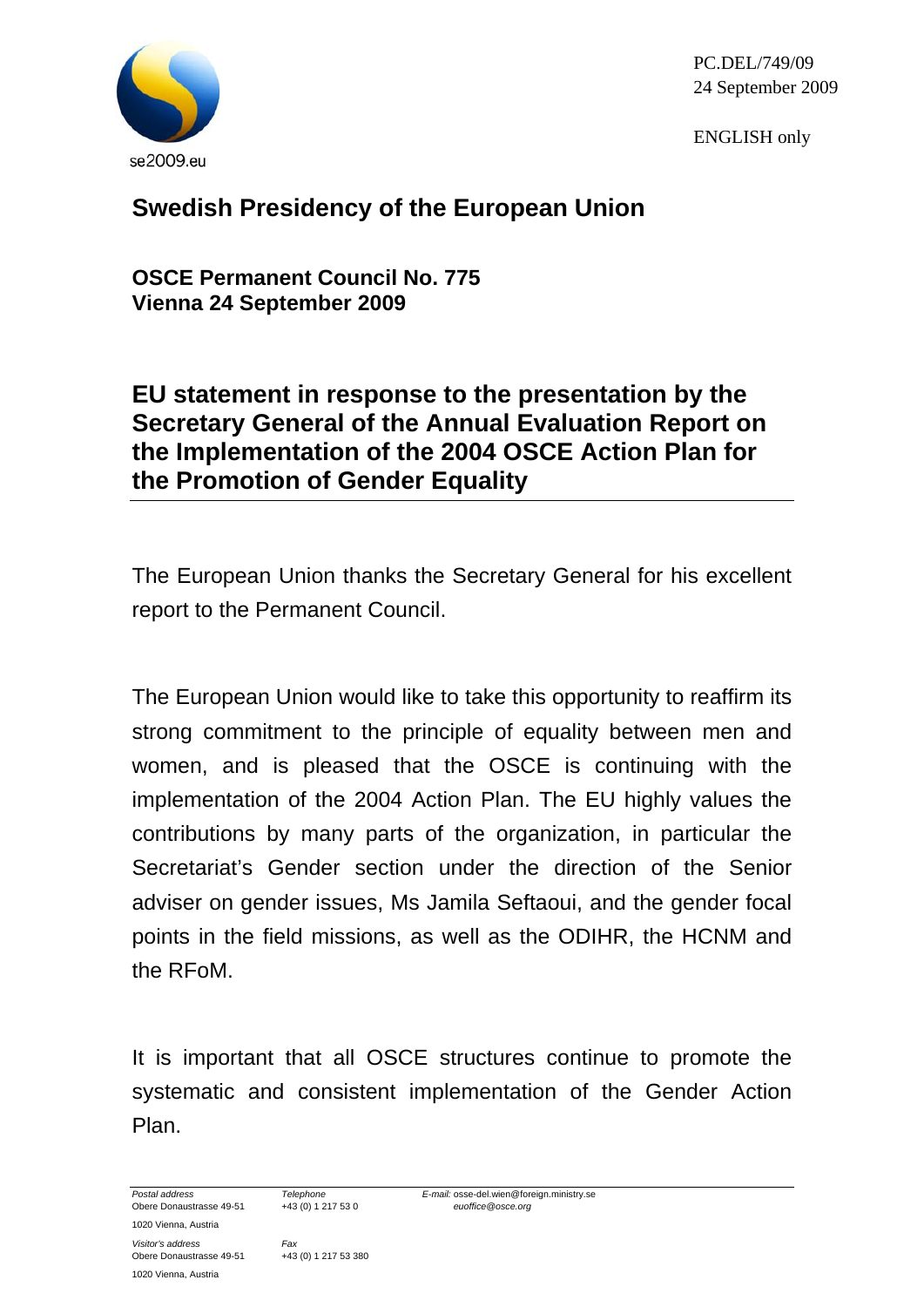se2009.eu

PC.DEL/749/09
24 September 2009

ENGLISH only

# Swedish Presidency of the European Union

**OSCE Permanent Council No. 775**
**Vienna 24 September 2009**

## EU statement in response to the presentation by the Secretary General of the Annual Evaluation Report on the Implementation of the 2004 OSCE Action Plan for the Promotion of Gender Equality

The European Union thanks the Secretary General for his excellent report to the Permanent Council.

The European Union would like to take this opportunity to reaffirm its strong commitment to the principle of equality between men and women, and is pleased that the OSCE is continuing with the implementation of the 2004 Action Plan. The EU highly values the contributions by many parts of the organization, in particular the Secretariat's Gender section under the direction of the Senior adviser on gender issues, Ms Jamila Seftaoui, and the gender focal points in the field missions, as well as the ODIHR, the HCNM and the RFoM.

It is important that all OSCE structures continue to promote the systematic and consistent implementation of the Gender Action Plan.

*Postal address*
Obere Donaustrasse 49-51
1020 Vienna, Austria

*Visitor's address*
Obere Donaustrasse 49-51
1020 Vienna, Austria

*Telephone*
+43 (0) 1 217 53 0

*Fax*
+43 (0) 1 217 53 380

*E-mail:* osse-del.wien@foreign.ministry.se
*euoffice@osce.org*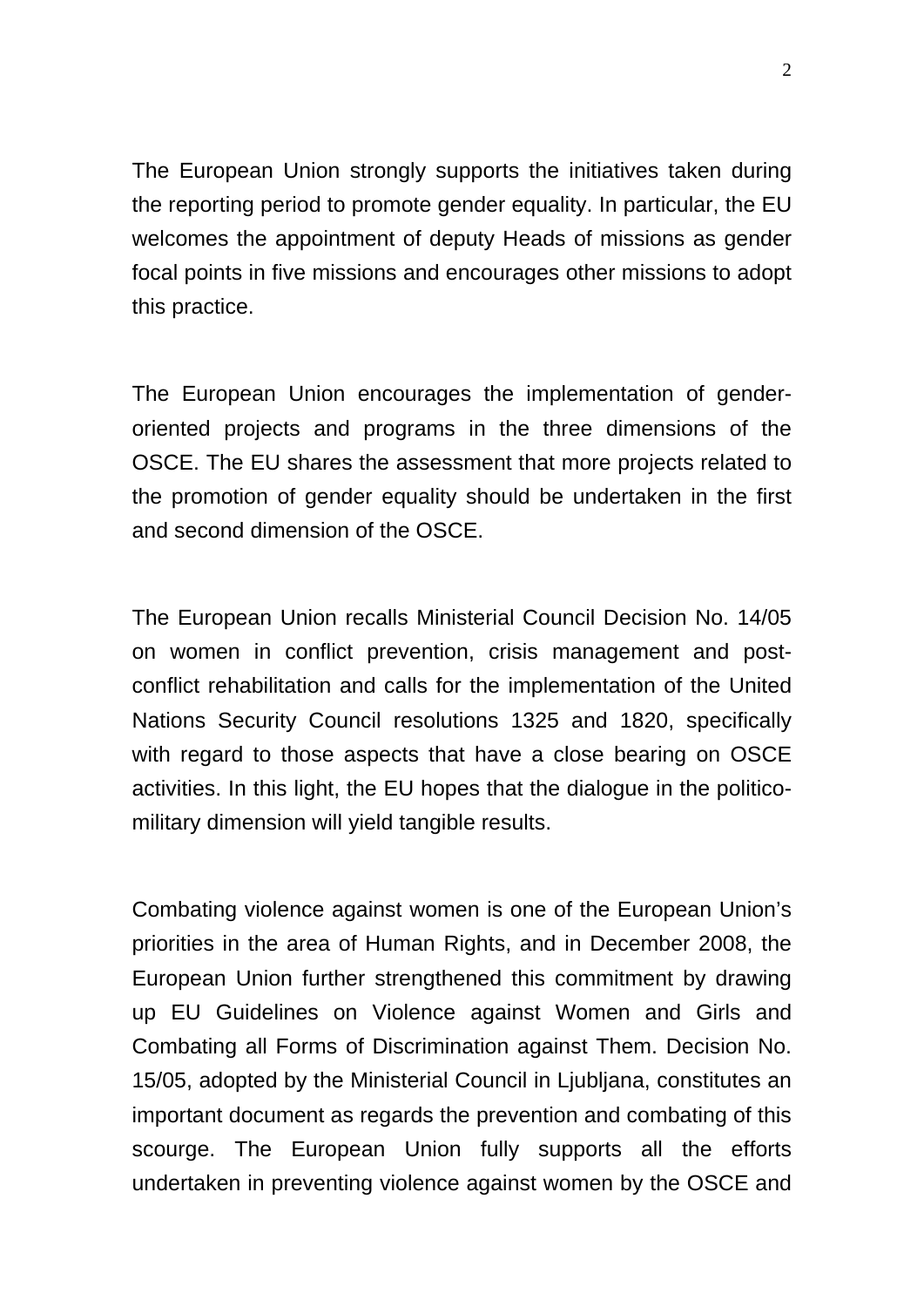The European Union strongly supports the initiatives taken during the reporting period to promote gender equality. In particular, the EU welcomes the appointment of deputy Heads of missions as gender focal points in five missions and encourages other missions to adopt this practice.

The European Union encourages the implementation of gender-oriented projects and programs in the three dimensions of the OSCE. The EU shares the assessment that more projects related to the promotion of gender equality should be undertaken in the first and second dimension of the OSCE.

The European Union recalls Ministerial Council Decision No. 14/05 on women in conflict prevention, crisis management and post-conflict rehabilitation and calls for the implementation of the United Nations Security Council resolutions 1325 and 1820, specifically with regard to those aspects that have a close bearing on OSCE activities. In this light, the EU hopes that the dialogue in the politico-military dimension will yield tangible results.

Combating violence against women is one of the European Union's priorities in the area of Human Rights, and in December 2008, the European Union further strengthened this commitment by drawing up EU Guidelines on Violence against Women and Girls and Combating all Forms of Discrimination against Them. Decision No. 15/05, adopted by the Ministerial Council in Ljubljana, constitutes an important document as regards the prevention and combating of this scourge. The European Union fully supports all the efforts undertaken in preventing violence against women by the OSCE and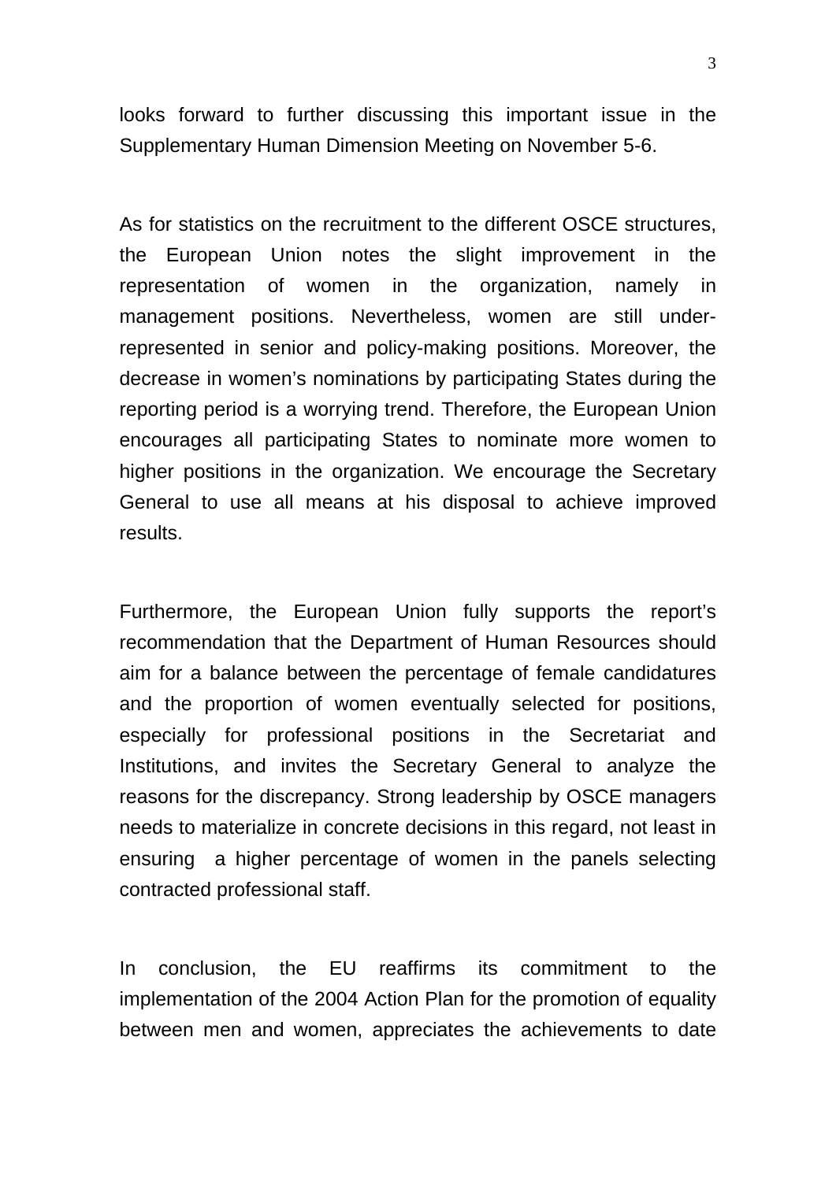looks forward to further discussing this important issue in the Supplementary Human Dimension Meeting on November 5-6.

As for statistics on the recruitment to the different OSCE structures, the European Union notes the slight improvement in the representation of women in the organization, namely in management positions. Nevertheless, women are still under-represented in senior and policy-making positions. Moreover, the decrease in women's nominations by participating States during the reporting period is a worrying trend. Therefore, the European Union encourages all participating States to nominate more women to higher positions in the organization. We encourage the Secretary General to use all means at his disposal to achieve improved results.

Furthermore, the European Union fully supports the report's recommendation that the Department of Human Resources should aim for a balance between the percentage of female candidatures and the proportion of women eventually selected for positions, especially for professional positions in the Secretariat and Institutions, and invites the Secretary General to analyze the reasons for the discrepancy. Strong leadership by OSCE managers needs to materialize in concrete decisions in this regard, not least in ensuring a higher percentage of women in the panels selecting contracted professional staff.

In conclusion, the EU reaffirms its commitment to the implementation of the 2004 Action Plan for the promotion of equality between men and women, appreciates the achievements to date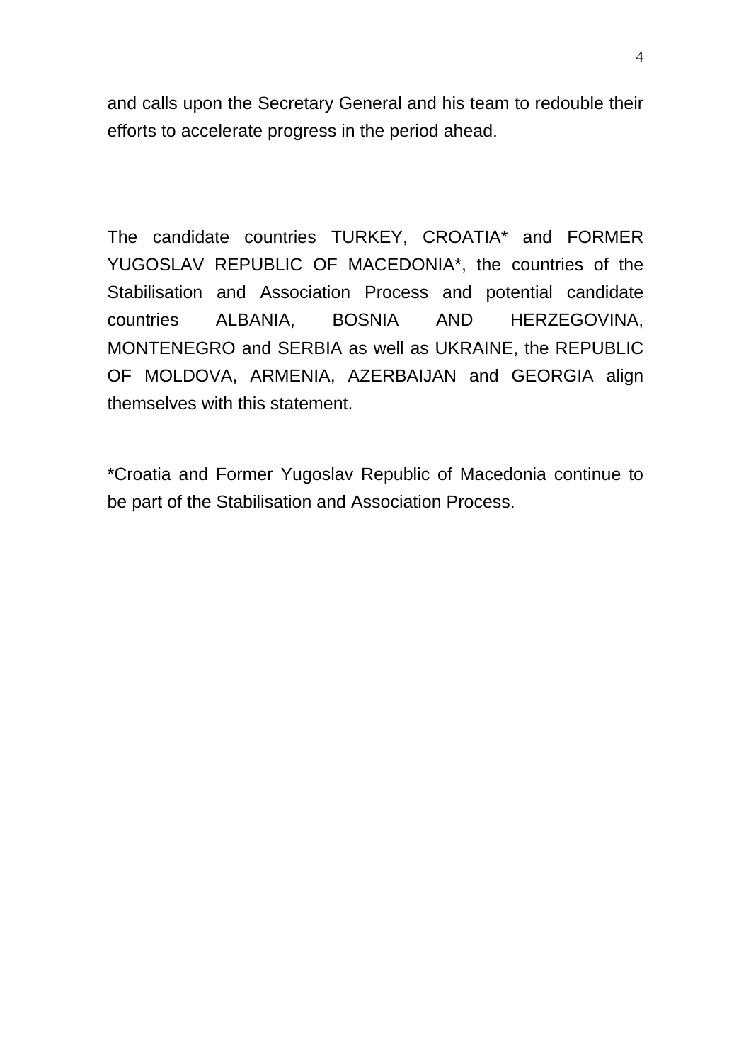and calls upon the Secretary General and his team to redouble their efforts to accelerate progress in the period ahead.

The candidate countries TURKEY, CROATIA* and FORMER YUGOSLAV REPUBLIC OF MACEDONIA*, the countries of the Stabilisation and Association Process and potential candidate countries ALBANIA, BOSNIA AND HERZEGOVINA, MONTENEGRO and SERBIA as well as UKRAINE, the REPUBLIC OF MOLDOVA, ARMENIA, AZERBAIJAN and GEORGIA align themselves with this statement.

*Croatia and Former Yugoslav Republic of Macedonia continue to be part of the Stabilisation and Association Process.